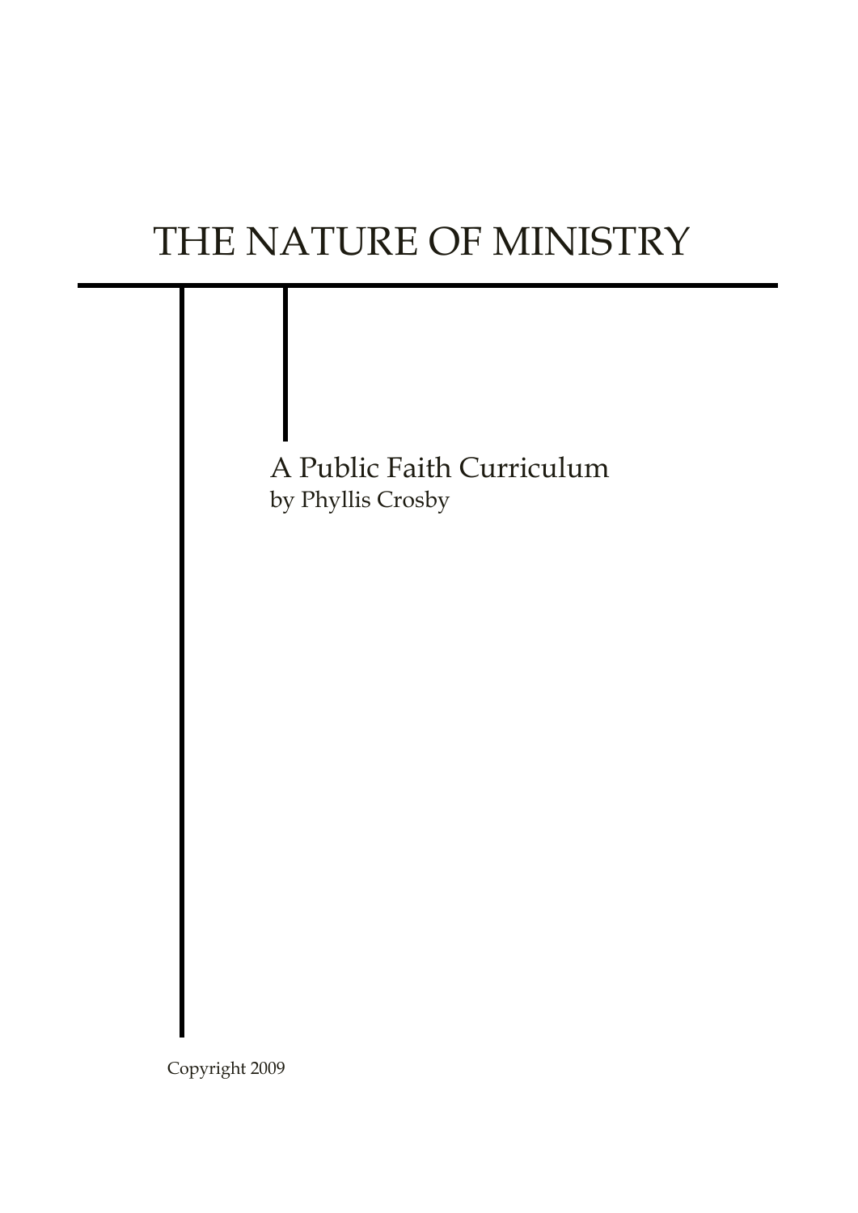# THE NATURE OF MINISTRY

A Public Faith Curriculum

by Phyllis Crosby

Copyright 2009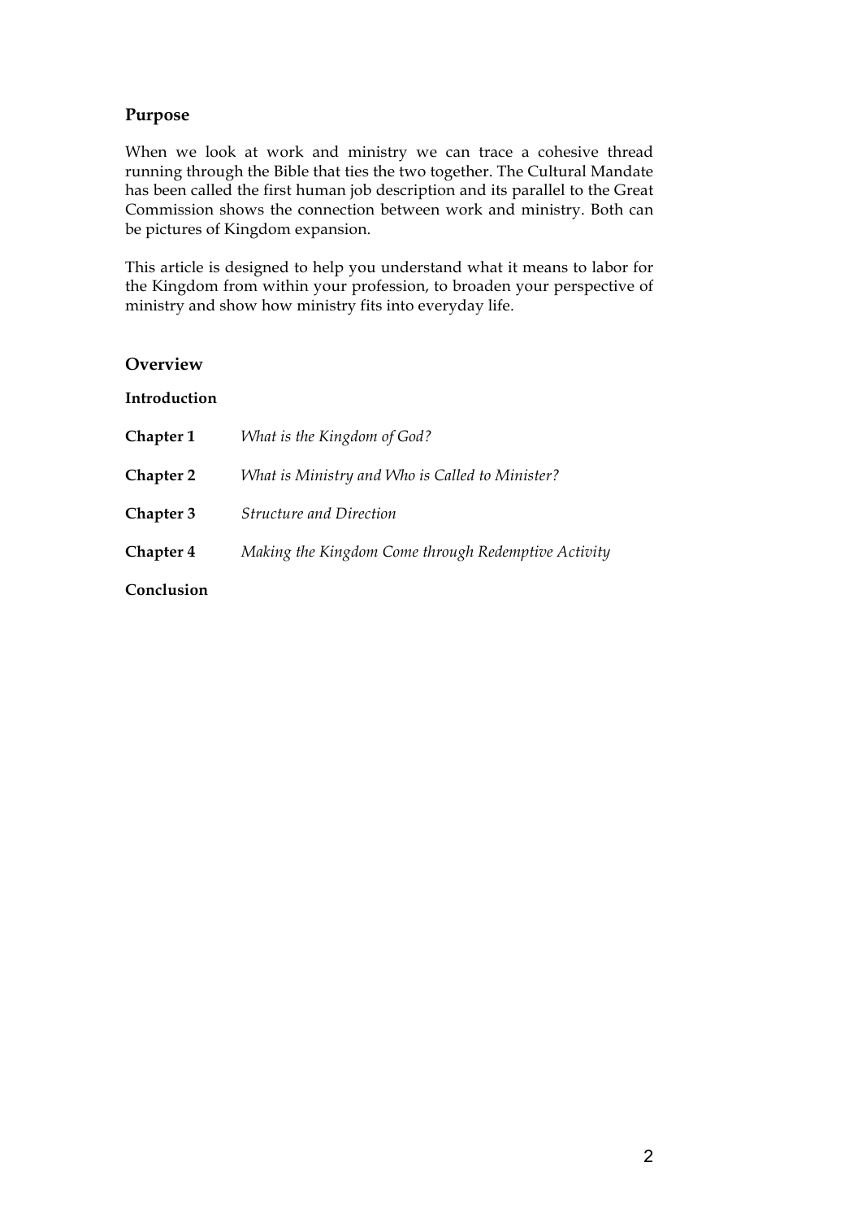## Purpose

When we look at work and ministry we can trace a cohesive thread running through the Bible that ties the two together. The Cultural Mandate has been called the first human job description and its parallel to the Great Commission shows the connection between work and ministry. Both can be pictures of Kingdom expansion.

This article is designed to help you understand what it means to labor for the Kingdom from within your profession, to broaden your perspective of ministry and show how ministry fits into everyday life.

## Overview

**Introduction**

| | |
|---|---|
| **Chapter 1** | *What is the Kingdom of God?* |
| **Chapter 2** | *What is Ministry and Who is Called to Minister?* |
| **Chapter 3** | *Structure and Direction* |
| **Chapter 4** | *Making the Kingdom Come through Redemptive Activity* |

**Conclusion**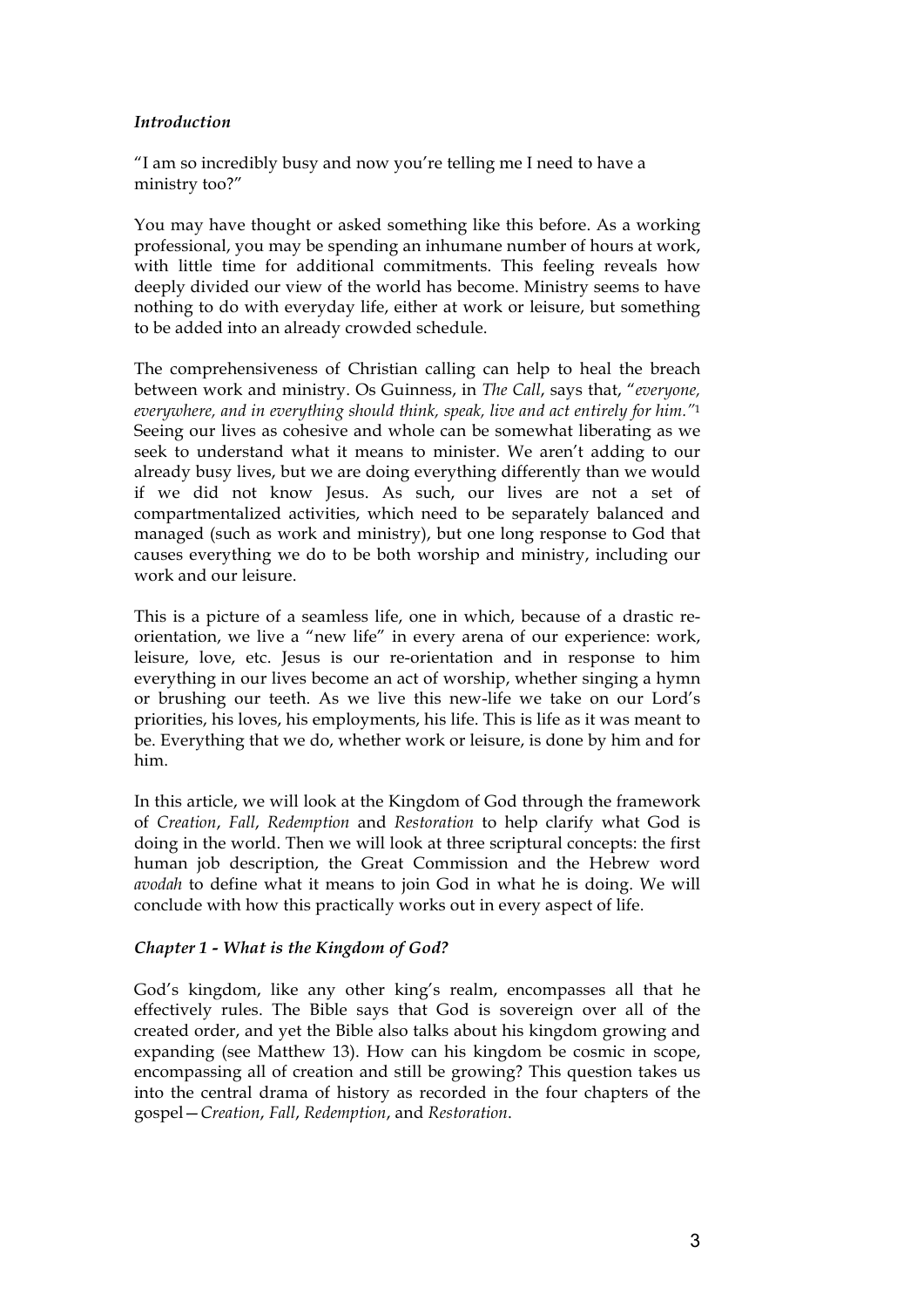### *Introduction*

"I am so incredibly busy and now you're telling me I need to have a ministry too?"

You may have thought or asked something like this before. As a working professional, you may be spending an inhumane number of hours at work, with little time for additional commitments. This feeling reveals how deeply divided our view of the world has become. Ministry seems to have nothing to do with everyday life, either at work or leisure, but something to be added into an already crowded schedule.

The comprehensiveness of Christian calling can help to heal the breach between work and ministry. Os Guinness, in *The Call*, says that, "*everyone, everywhere, and in everything should think, speak, live and act entirely for him.*"[1] Seeing our lives as cohesive and whole can be somewhat liberating as we seek to understand what it means to minister. We aren't adding to our already busy lives, but we are doing everything differently than we would if we did not know Jesus. As such, our lives are not a set of compartmentalized activities, which need to be separately balanced and managed (such as work and ministry), but one long response to God that causes everything we do to be both worship and ministry, including our work and our leisure.

This is a picture of a seamless life, one in which, because of a drastic re-orientation, we live a "new life" in every arena of our experience: work, leisure, love, etc. Jesus is our re-orientation and in response to him everything in our lives become an act of worship, whether singing a hymn or brushing our teeth. As we live this new-life we take on our Lord's priorities, his loves, his employments, his life. This is life as it was meant to be. Everything that we do, whether work or leisure, is done by him and for him.

In this article, we will look at the Kingdom of God through the framework of *Creation*, *Fall*, *Redemption* and *Restoration* to help clarify what God is doing in the world. Then we will look at three scriptural concepts: the first human job description, the Great Commission and the Hebrew word *avodah* to define what it means to join God in what he is doing. We will conclude with how this practically works out in every aspect of life.

### *Chapter 1 - What is the Kingdom of God?*

God's kingdom, like any other king's realm, encompasses all that he effectively rules. The Bible says that God is sovereign over all of the created order, and yet the Bible also talks about his kingdom growing and expanding (see Matthew 13). How can his kingdom be cosmic in scope, encompassing all of creation and still be growing? This question takes us into the central drama of history as recorded in the four chapters of the gospel—*Creation*, *Fall*, *Redemption*, and *Restoration*.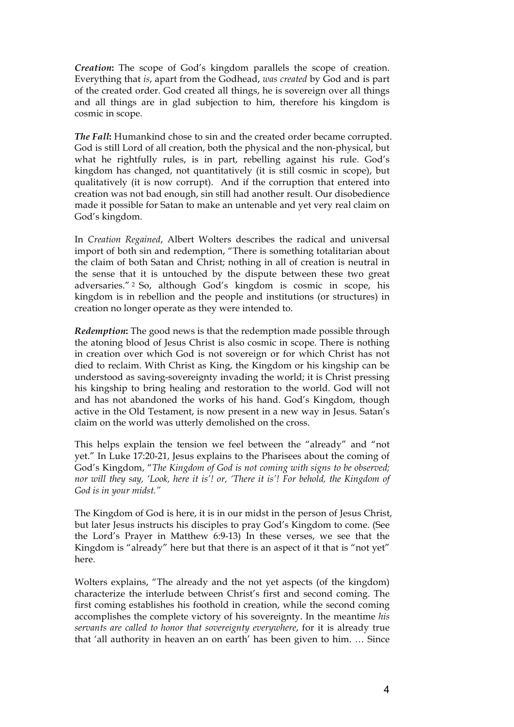***Creation*:** The scope of God's kingdom parallels the scope of creation. Everything that *is*, apart from the Godhead, *was created* by God and is part of the created order. God created all things, he is sovereign over all things and all things are in glad subjection to him, therefore his kingdom is cosmic in scope.

***The Fall*:** Humankind chose to sin and the created order became corrupted. God is still Lord of all creation, both the physical and the non-physical, but what he rightfully rules, is in part, rebelling against his rule. God's kingdom has changed, not quantitatively (it is still cosmic in scope), but qualitatively (it is now corrupt). And if the corruption that entered into creation was not bad enough, sin still had another result. Our disobedience made it possible for Satan to make an untenable and yet very real claim on God's kingdom.

In *Creation Regained*, Albert Wolters describes the radical and universal import of both sin and redemption, "There is something totalitarian about the claim of both Satan and Christ; nothing in all of creation is neutral in the sense that it is untouched by the dispute between these two great adversaries." [2] So, although God's kingdom is cosmic in scope, his kingdom is in rebellion and the people and institutions (or structures) in creation no longer operate as they were intended to.

***Redemption*:** The good news is that the redemption made possible through the atoning blood of Jesus Christ is also cosmic in scope. There is nothing in creation over which God is not sovereign or for which Christ has not died to reclaim. With Christ as King, the Kingdom or his kingship can be understood as saving-sovereignty invading the world; it is Christ pressing his kingship to bring healing and restoration to the world. God will not and has not abandoned the works of his hand. God's Kingdom, though active in the Old Testament, is now present in a new way in Jesus. Satan's claim on the world was utterly demolished on the cross.

This helps explain the tension we feel between the "already" and "not yet." In Luke 17:20-21, Jesus explains to the Pharisees about the coming of God's Kingdom, "*The Kingdom of God is not coming with signs to be observed; nor will they say, 'Look, here it is'! or, 'There it is'! For behold, the Kingdom of God is in your midst."*

The Kingdom of God is here, it is in our midst in the person of Jesus Christ, but later Jesus instructs his disciples to pray God's Kingdom to come. (See the Lord's Prayer in Matthew 6:9-13) In these verses, we see that the Kingdom is "already" here but that there is an aspect of it that is "not yet" here.

Wolters explains, "The already and the not yet aspects (of the kingdom) characterize the interlude between Christ's first and second coming. The first coming establishes his foothold in creation, while the second coming accomplishes the complete victory of his sovereignty. In the meantime *his servants are called to honor that sovereignty everywhere*, for it is already true that 'all authority in heaven an on earth' has been given to him. … Since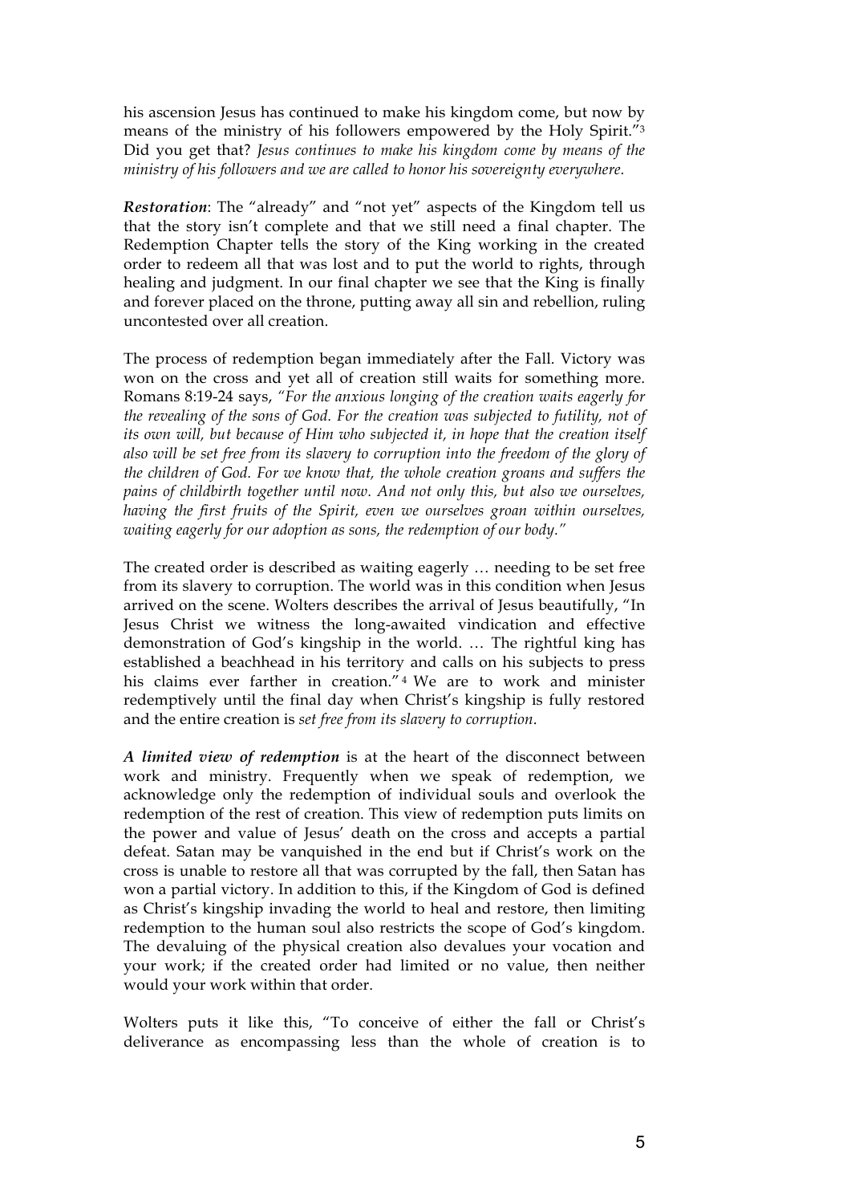his ascension Jesus has continued to make his kingdom come, but now by means of the ministry of his followers empowered by the Holy Spirit."[3] Did you get that? *Jesus continues to make his kingdom come by means of the ministry of his followers and we are called to honor his sovereignty everywhere.*

***Restoration***: The "already" and "not yet" aspects of the Kingdom tell us that the story isn't complete and that we still need a final chapter. The Redemption Chapter tells the story of the King working in the created order to redeem all that was lost and to put the world to rights, through healing and judgment. In our final chapter we see that the King is finally and forever placed on the throne, putting away all sin and rebellion, ruling uncontested over all creation.

The process of redemption began immediately after the Fall. Victory was won on the cross and yet all of creation still waits for something more. Romans 8:19-24 says, *"For the anxious longing of the creation waits eagerly for the revealing of the sons of God. For the creation was subjected to futility, not of its own will, but because of Him who subjected it, in hope that the creation itself also will be set free from its slavery to corruption into the freedom of the glory of the children of God. For we know that, the whole creation groans and suffers the pains of childbirth together until now. And not only this, but also we ourselves, having the first fruits of the Spirit, even we ourselves groan within ourselves, waiting eagerly for our adoption as sons, the redemption of our body."*

The created order is described as waiting eagerly … needing to be set free from its slavery to corruption. The world was in this condition when Jesus arrived on the scene. Wolters describes the arrival of Jesus beautifully, "In Jesus Christ we witness the long-awaited vindication and effective demonstration of God's kingship in the world. … The rightful king has established a beachhead in his territory and calls on his subjects to press his claims ever farther in creation."[4] We are to work and minister redemptively until the final day when Christ's kingship is fully restored and the entire creation is *set free from its slavery to corruption*.

***A limited view of redemption*** is at the heart of the disconnect between work and ministry. Frequently when we speak of redemption, we acknowledge only the redemption of individual souls and overlook the redemption of the rest of creation. This view of redemption puts limits on the power and value of Jesus' death on the cross and accepts a partial defeat. Satan may be vanquished in the end but if Christ's work on the cross is unable to restore all that was corrupted by the fall, then Satan has won a partial victory. In addition to this, if the Kingdom of God is defined as Christ's kingship invading the world to heal and restore, then limiting redemption to the human soul also restricts the scope of God's kingdom. The devaluing of the physical creation also devalues your vocation and your work; if the created order had limited or no value, then neither would your work within that order.

Wolters puts it like this, "To conceive of either the fall or Christ's deliverance as encompassing less than the whole of creation is to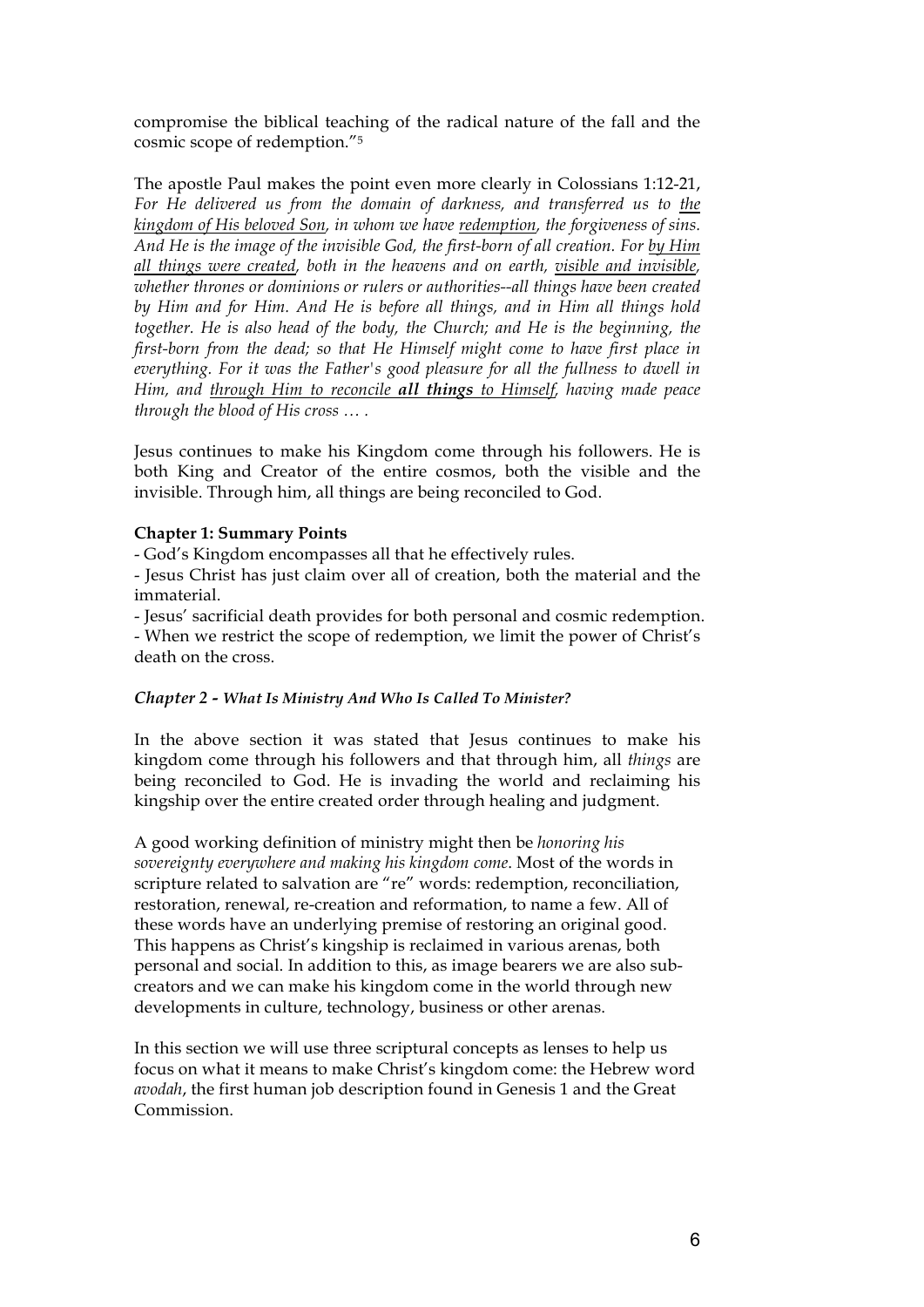compromise the biblical teaching of the radical nature of the fall and the cosmic scope of redemption."[5]

The apostle Paul makes the point even more clearly in Colossians 1:12-21, *For He delivered us from the domain of darkness, and transferred us to <u>the kingdom of His beloved Son</u>, in whom we have <u>redemption</u>, the forgiveness of sins. And He is the image of the invisible God, the first-born of all creation. For <u>by Him all things were created</u>, both in the heavens and on earth, <u>visible and invisible</u>, whether thrones or dominions or rulers or authorities--all things have been created by Him and for Him. And He is before all things, and in Him all things hold together. He is also head of the body, the Church; and He is the beginning, the first-born from the dead; so that He Himself might come to have first place in everything. For it was the Father's good pleasure for all the fullness to dwell in Him, and <u>through Him to reconcile **all things** to Himself</u>, having made peace through the blood of His cross … .*

Jesus continues to make his Kingdom come through his followers. He is both King and Creator of the entire cosmos, both the visible and the invisible. Through him, all things are being reconciled to God.

**Chapter 1: Summary Points**

- God's Kingdom encompasses all that he effectively rules.
- Jesus Christ has just claim over all of creation, both the material and the immaterial.
- Jesus' sacrificial death provides for both personal and cosmic redemption.
- When we restrict the scope of redemption, we limit the power of Christ's death on the cross.

### *Chapter 2 - What Is Ministry And Who Is Called To Minister?*

In the above section it was stated that Jesus continues to make his kingdom come through his followers and that through him, all *things* are being reconciled to God. He is invading the world and reclaiming his kingship over the entire created order through healing and judgment.

A good working definition of ministry might then be *honoring his sovereignty everywhere and making his kingdom come*. Most of the words in scripture related to salvation are "re" words: redemption, reconciliation, restoration, renewal, re-creation and reformation, to name a few. All of these words have an underlying premise of restoring an original good. This happens as Christ's kingship is reclaimed in various arenas, both personal and social. In addition to this, as image bearers we are also sub-creators and we can make his kingdom come in the world through new developments in culture, technology, business or other arenas.

In this section we will use three scriptural concepts as lenses to help us focus on what it means to make Christ's kingdom come: the Hebrew word *avodah*, the first human job description found in Genesis 1 and the Great Commission.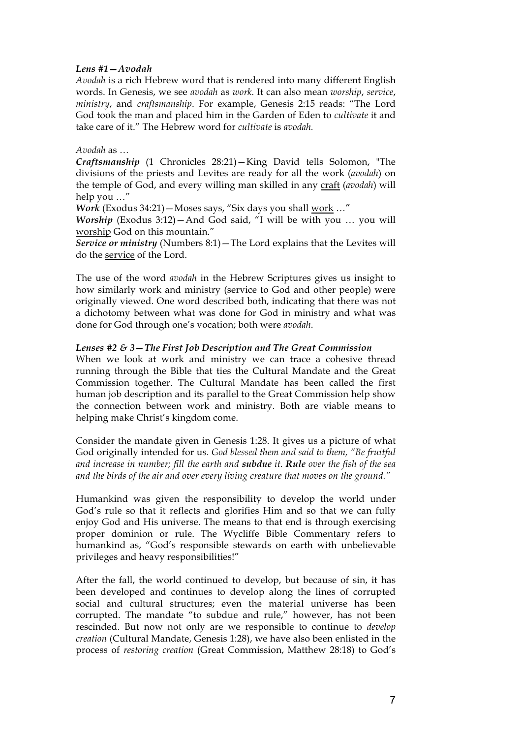### *Lens #1—Avodah*

*Avodah* is a rich Hebrew word that is rendered into many different English words. In Genesis, we see *avodah* as *work.* It can also mean *worship*, *service*, *ministry*, and *craftsmanship*. For example, Genesis 2:15 reads: "The Lord God took the man and placed him in the Garden of Eden to *cultivate* it and take care of it." The Hebrew word for *cultivate* is *avodah.*

*Avodah* as …

***Craftsmanship*** (1 Chronicles 28:21)—King David tells Solomon, "The divisions of the priests and Levites are ready for all the work (*avodah*) on the temple of God, and every willing man skilled in any craft (*avodah*) will help you …"

***Work*** (Exodus 34:21)—Moses says, "Six days you shall work …"

***Worship*** (Exodus 3:12)—And God said, "I will be with you … you will worship God on this mountain."

***Service or ministry*** (Numbers 8:1)—The Lord explains that the Levites will do the service of the Lord.

The use of the word *avodah* in the Hebrew Scriptures gives us insight to how similarly work and ministry (service to God and other people) were originally viewed. One word described both, indicating that there was not a dichotomy between what was done for God in ministry and what was done for God through one's vocation; both were *avodah*.

### *Lenses #2 & 3—The First Job Description and The Great Commission*

When we look at work and ministry we can trace a cohesive thread running through the Bible that ties the Cultural Mandate and the Great Commission together. The Cultural Mandate has been called the first human job description and its parallel to the Great Commission help show the connection between work and ministry. Both are viable means to helping make Christ's kingdom come.

Consider the mandate given in Genesis 1:28. It gives us a picture of what God originally intended for us. *God blessed them and said to them, "Be fruitful and increase in number; fill the earth and* ***subdue*** *it.* ***Rule*** *over the fish of the sea and the birds of the air and over every living creature that moves on the ground."*

Humankind was given the responsibility to develop the world under God's rule so that it reflects and glorifies Him and so that we can fully enjoy God and His universe. The means to that end is through exercising proper dominion or rule. The Wycliffe Bible Commentary refers to humankind as, "God's responsible stewards on earth with unbelievable privileges and heavy responsibilities!"

After the fall, the world continued to develop, but because of sin, it has been developed and continues to develop along the lines of corrupted social and cultural structures; even the material universe has been corrupted. The mandate "to subdue and rule," however, has not been rescinded. But now not only are we responsible to continue to *develop creation* (Cultural Mandate, Genesis 1:28), we have also been enlisted in the process of *restoring creation* (Great Commission, Matthew 28:18) to God's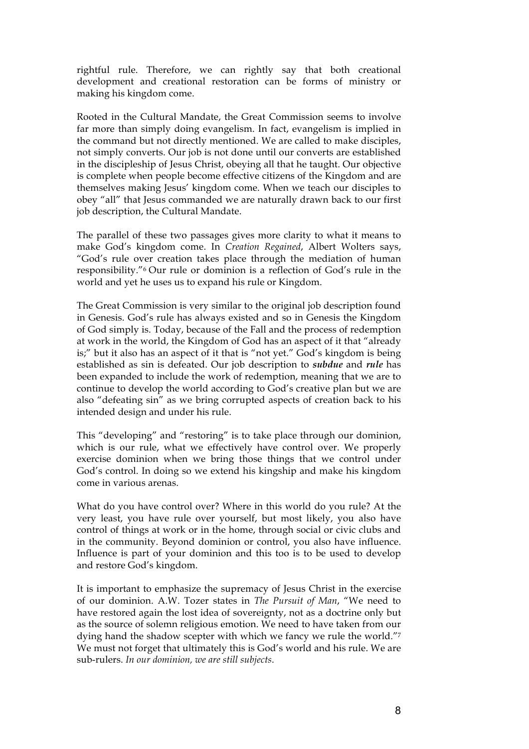rightful rule. Therefore, we can rightly say that both creational development and creational restoration can be forms of ministry or making his kingdom come.

Rooted in the Cultural Mandate, the Great Commission seems to involve far more than simply doing evangelism. In fact, evangelism is implied in the command but not directly mentioned. We are called to make disciples, not simply converts. Our job is not done until our converts are established in the discipleship of Jesus Christ, obeying all that he taught. Our objective is complete when people become effective citizens of the Kingdom and are themselves making Jesus' kingdom come. When we teach our disciples to obey "all" that Jesus commanded we are naturally drawn back to our first job description, the Cultural Mandate.

The parallel of these two passages gives more clarity to what it means to make God's kingdom come. In *Creation Regained*, Albert Wolters says, "God's rule over creation takes place through the mediation of human responsibility."[6] Our rule or dominion is a reflection of God's rule in the world and yet he uses us to expand his rule or Kingdom.

The Great Commission is very similar to the original job description found in Genesis. God's rule has always existed and so in Genesis the Kingdom of God simply is. Today, because of the Fall and the process of redemption at work in the world, the Kingdom of God has an aspect of it that "already is;" but it also has an aspect of it that is "not yet." God's kingdom is being established as sin is defeated. Our job description to ***subdue*** and ***rule*** has been expanded to include the work of redemption, meaning that we are to continue to develop the world according to God's creative plan but we are also "defeating sin" as we bring corrupted aspects of creation back to his intended design and under his rule.

This "developing" and "restoring" is to take place through our dominion, which is our rule, what we effectively have control over. We properly exercise dominion when we bring those things that we control under God's control. In doing so we extend his kingship and make his kingdom come in various arenas.

What do you have control over? Where in this world do you rule? At the very least, you have rule over yourself, but most likely, you also have control of things at work or in the home, through social or civic clubs and in the community. Beyond dominion or control, you also have influence. Influence is part of your dominion and this too is to be used to develop and restore God's kingdom.

It is important to emphasize the supremacy of Jesus Christ in the exercise of our dominion. A.W. Tozer states in *The Pursuit of Man*, "We need to have restored again the lost idea of sovereignty, not as a doctrine only but as the source of solemn religious emotion. We need to have taken from our dying hand the shadow scepter with which we fancy we rule the world."[7] We must not forget that ultimately this is God's world and his rule. We are sub-rulers. *In our dominion, we are still subjects*.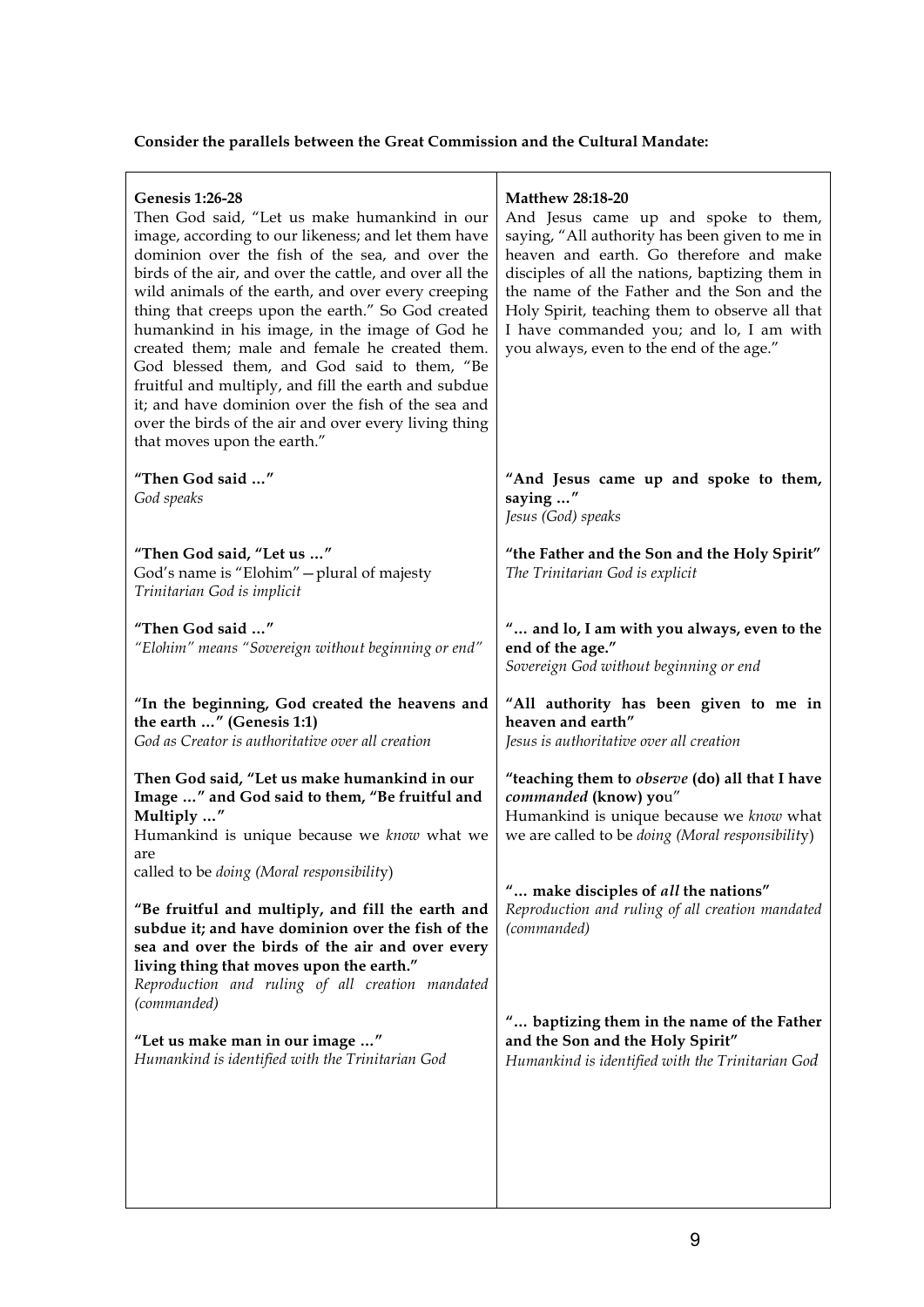**Consider the parallels between the Great Commission and the Cultural Mandate:**

| **Genesis 1:26-28**<br>Then God said, "Let us make humankind in our image, according to our likeness; and let them have dominion over the fish of the sea, and over the birds of the air, and over the cattle, and over all the wild animals of the earth, and over every creeping thing that creeps upon the earth." So God created humankind in his image, in the image of God he created them; male and female he created them. God blessed them, and God said to them, "Be fruitful and multiply, and fill the earth and subdue it; and have dominion over the fish of the sea and over the birds of the air and over every living thing that moves upon the earth." | **Matthew 28:18-20**<br>And Jesus came up and spoke to them, saying, "All authority has been given to me in heaven and earth. Go therefore and make disciples of all the nations, baptizing them in the name of the Father and the Son and the Holy Spirit, teaching them to observe all that I have commanded you; and lo, I am with you always, even to the end of the age." |
|---|---|
| **"Then God said …"**<br>*God speaks* | **"And Jesus came up and spoke to them, saying …"**<br>*Jesus (God) speaks* |
| **"Then God said, "Let us …"**<br>God's name is "Elohim" — plural of majesty<br>*Trinitarian God is implicit* | **"the Father and the Son and the Holy Spirit"**<br>*The Trinitarian God is explicit* |
| **"Then God said …"**<br>*"Elohim" means "Sovereign without beginning or end"* | **"… and lo, I am with you always, even to the end of the age."**<br>*Sovereign God without beginning or end* |
| **"In the beginning, God created the heavens and the earth …" (Genesis 1:1)**<br>*God as Creator is authoritative over all creation* | **"All authority has been given to me in heaven and earth"**<br>*Jesus is authoritative over all creation* |
| **Then God said, "Let us make humankind in our Image …" and God said to them, "Be fruitful and Multiply …"**<br>Humankind is unique because we *know* what we are called to be *doing (Moral responsibility)* | **"teaching them to *observe* (do) all that I have *commanded* (know) you"**<br>Humankind is unique because we *know* what we are called to be *doing (Moral responsibility)* |
| **"Be fruitful and multiply, and fill the earth and subdue it; and have dominion over the fish of the sea and over the birds of the air and over every living thing that moves upon the earth."**<br>*Reproduction and ruling of all creation mandated (commanded)* | **"… make disciples of *all* the nations"**<br>*Reproduction and ruling of all creation mandated (commanded)* |
| **"Let us make man in our image …"**<br>*Humankind is identified with the Trinitarian God* | **"… baptizing them in the name of the Father and the Son and the Holy Spirit"**<br>*Humankind is identified with the Trinitarian God* |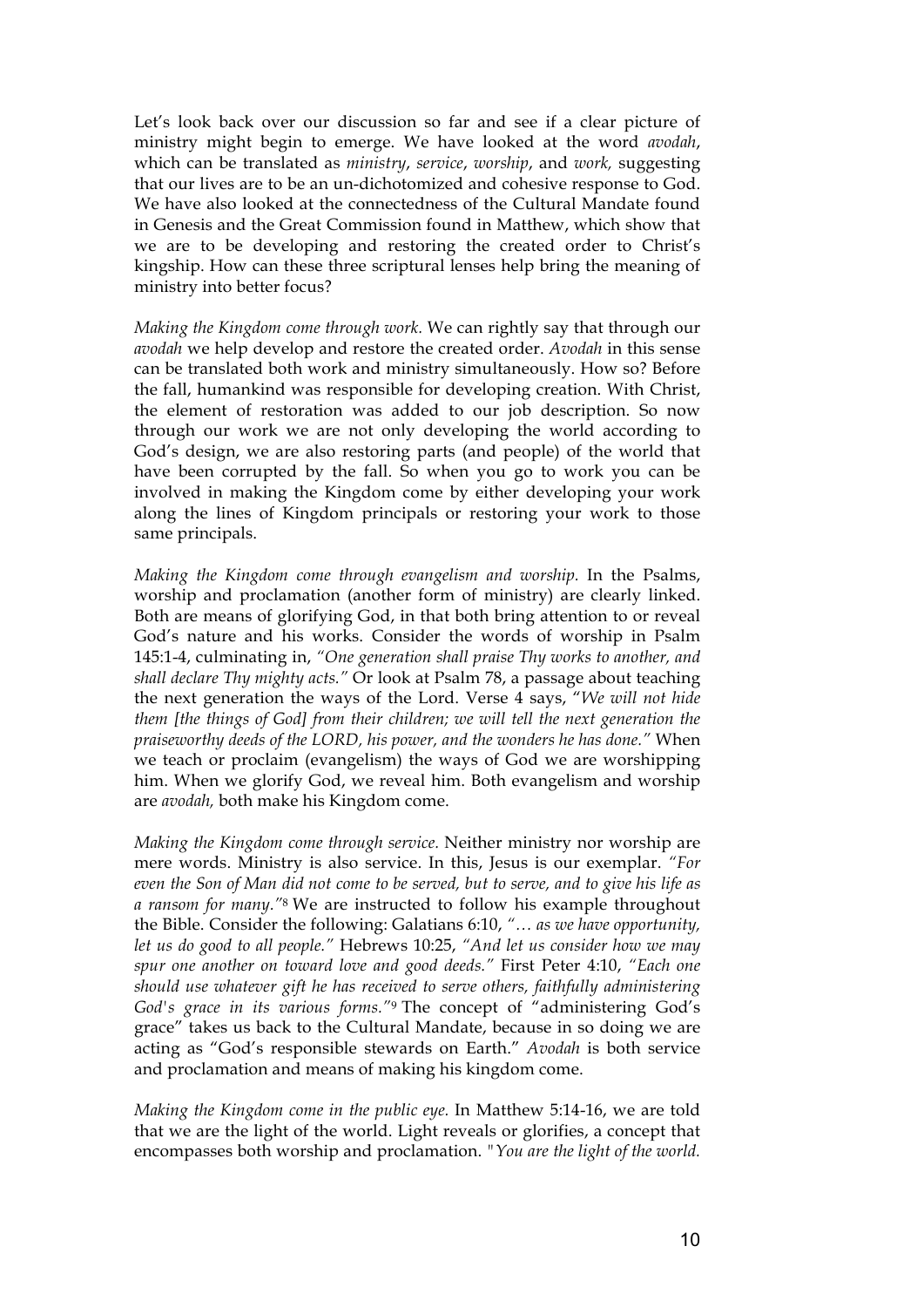Let's look back over our discussion so far and see if a clear picture of ministry might begin to emerge. We have looked at the word *avodah*, which can be translated as *ministry*, *service*, *worship*, and *work,* suggesting that our lives are to be an un-dichotomized and cohesive response to God. We have also looked at the connectedness of the Cultural Mandate found in Genesis and the Great Commission found in Matthew, which show that we are to be developing and restoring the created order to Christ's kingship. How can these three scriptural lenses help bring the meaning of ministry into better focus?

*Making the Kingdom come through work.* We can rightly say that through our *avodah* we help develop and restore the created order. *Avodah* in this sense can be translated both work and ministry simultaneously. How so? Before the fall, humankind was responsible for developing creation. With Christ, the element of restoration was added to our job description. So now through our work we are not only developing the world according to God's design, we are also restoring parts (and people) of the world that have been corrupted by the fall. So when you go to work you can be involved in making the Kingdom come by either developing your work along the lines of Kingdom principals or restoring your work to those same principals.

*Making the Kingdom come through evangelism and worship.* In the Psalms, worship and proclamation (another form of ministry) are clearly linked. Both are means of glorifying God, in that both bring attention to or reveal God's nature and his works. Consider the words of worship in Psalm 145:1-4, culminating in, *"One generation shall praise Thy works to another, and shall declare Thy mighty acts."* Or look at Psalm 78, a passage about teaching the next generation the ways of the Lord. Verse 4 says, "*We will not hide them [the things of God] from their children; we will tell the next generation the praiseworthy deeds of the LORD, his power, and the wonders he has done."* When we teach or proclaim (evangelism) the ways of God we are worshipping him. When we glorify God, we reveal him. Both evangelism and worship are *avodah,* both make his Kingdom come.

*Making the Kingdom come through service.* Neither ministry nor worship are mere words. Ministry is also service. In this, Jesus is our exemplar. *"For even the Son of Man did not come to be served, but to serve, and to give his life as a ransom for many."*[8] We are instructed to follow his example throughout the Bible. Consider the following: Galatians 6:10, *"… as we have opportunity, let us do good to all people."* Hebrews 10:25, *"And let us consider how we may spur one another on toward love and good deeds."* First Peter 4:10, *"Each one should use whatever gift he has received to serve others, faithfully administering God's grace in its various forms."*[9] The concept of "administering God's grace" takes us back to the Cultural Mandate, because in so doing we are acting as "God's responsible stewards on Earth." *Avodah* is both service and proclamation and means of making his kingdom come.

*Making the Kingdom come in the public eye.* In Matthew 5:14-16, we are told that we are the light of the world. Light reveals or glorifies, a concept that encompasses both worship and proclamation. "*You are the light of the world.*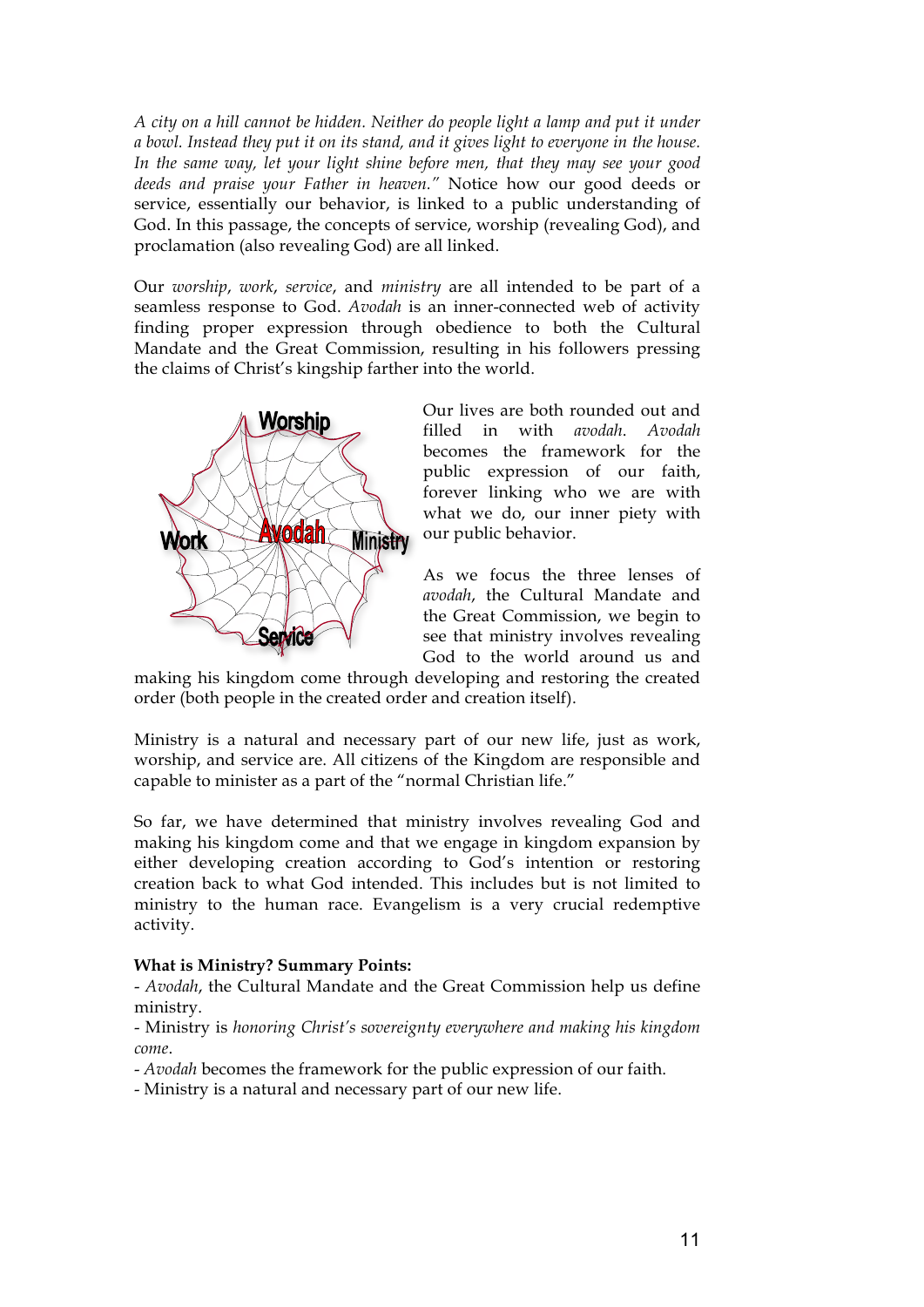*A city on a hill cannot be hidden. Neither do people light a lamp and put it under a bowl. Instead they put it on its stand, and it gives light to everyone in the house. In the same way, let your light shine before men, that they may see your good deeds and praise your Father in heaven."* Notice how our good deeds or service, essentially our behavior, is linked to a public understanding of God. In this passage, the concepts of service, worship (revealing God), and proclamation (also revealing God) are all linked.

Our *worship*, *work*, *service*, and *ministry* are all intended to be part of a seamless response to God. *Avodah* is an inner-connected web of activity finding proper expression through obedience to both the Cultural Mandate and the Great Commission, resulting in his followers pressing the claims of Christ's kingship farther into the world.

Our lives are both rounded out and filled in with *avodah*. *Avodah* becomes the framework for the public expression of our faith, forever linking who we are with what we do, our inner piety with our public behavior.

As we focus the three lenses of *avodah*, the Cultural Mandate and the Great Commission, we begin to see that ministry involves revealing God to the world around us and making his kingdom come through developing and restoring the created order (both people in the created order and creation itself).

Ministry is a natural and necessary part of our new life, just as work, worship, and service are. All citizens of the Kingdom are responsible and capable to minister as a part of the "normal Christian life."

So far, we have determined that ministry involves revealing God and making his kingdom come and that we engage in kingdom expansion by either developing creation according to God's intention or restoring creation back to what God intended. This includes but is not limited to ministry to the human race. Evangelism is a very crucial redemptive activity.

**What is Ministry? Summary Points:**

- *Avodah*, the Cultural Mandate and the Great Commission help us define ministry.
- Ministry is *honoring Christ's sovereignty everywhere and making his kingdom come*.
- *Avodah* becomes the framework for the public expression of our faith.
- Ministry is a natural and necessary part of our new life.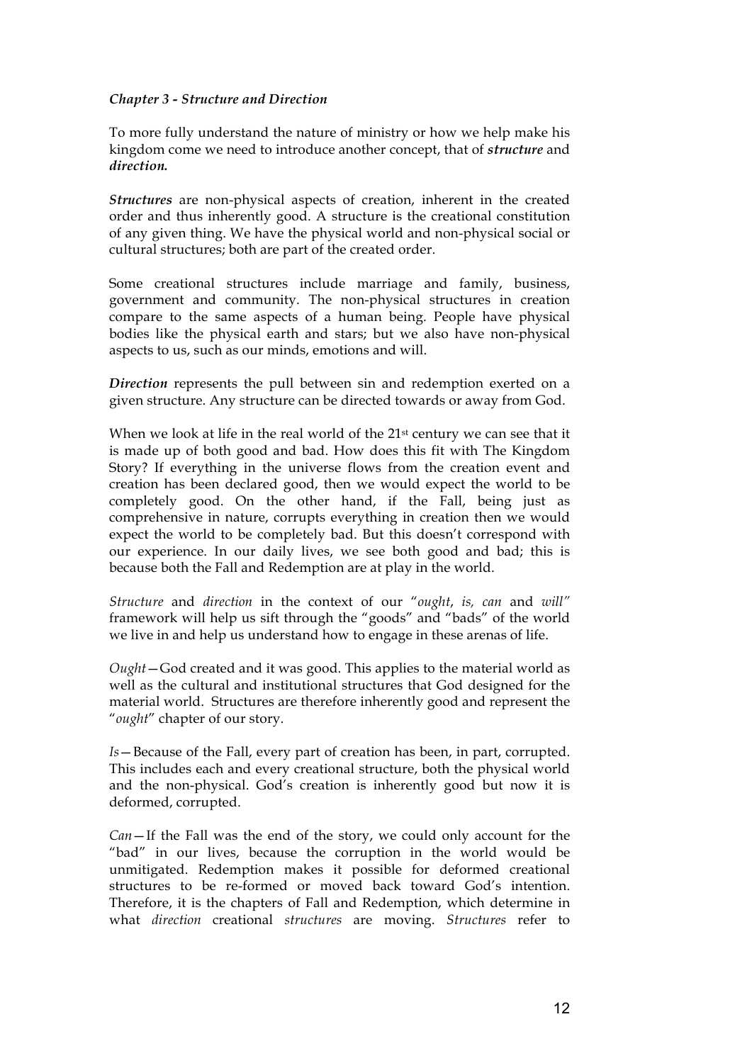### *Chapter 3 - Structure and Direction*

To more fully understand the nature of ministry or how we help make his kingdom come we need to introduce another concept, that of ***structure*** and ***direction.***

***Structures*** are non-physical aspects of creation, inherent in the created order and thus inherently good. A structure is the creational constitution of any given thing. We have the physical world and non-physical social or cultural structures; both are part of the created order.

Some creational structures include marriage and family, business, government and community. The non-physical structures in creation compare to the same aspects of a human being. People have physical bodies like the physical earth and stars; but we also have non-physical aspects to us, such as our minds, emotions and will.

***Direction*** represents the pull between sin and redemption exerted on a given structure. Any structure can be directed towards or away from God.

When we look at life in the real world of the 21st century we can see that it is made up of both good and bad. How does this fit with The Kingdom Story? If everything in the universe flows from the creation event and creation has been declared good, then we would expect the world to be completely good. On the other hand, if the Fall, being just as comprehensive in nature, corrupts everything in creation then we would expect the world to be completely bad. But this doesn't correspond with our experience. In our daily lives, we see both good and bad; this is because both the Fall and Redemption are at play in the world.

*Structure* and *direction* in the context of our "*ought*, *is, can* and *will"* framework will help us sift through the "goods" and "bads" of the world we live in and help us understand how to engage in these arenas of life.

*Ought*—God created and it was good. This applies to the material world as well as the cultural and institutional structures that God designed for the material world. Structures are therefore inherently good and represent the "*ought*" chapter of our story.

*Is*—Because of the Fall, every part of creation has been, in part, corrupted. This includes each and every creational structure, both the physical world and the non-physical. God's creation is inherently good but now it is deformed, corrupted.

*Can*—If the Fall was the end of the story, we could only account for the "bad" in our lives, because the corruption in the world would be unmitigated. Redemption makes it possible for deformed creational structures to be re-formed or moved back toward God's intention. Therefore, it is the chapters of Fall and Redemption, which determine in what *direction* creational *structures* are moving. *Structures* refer to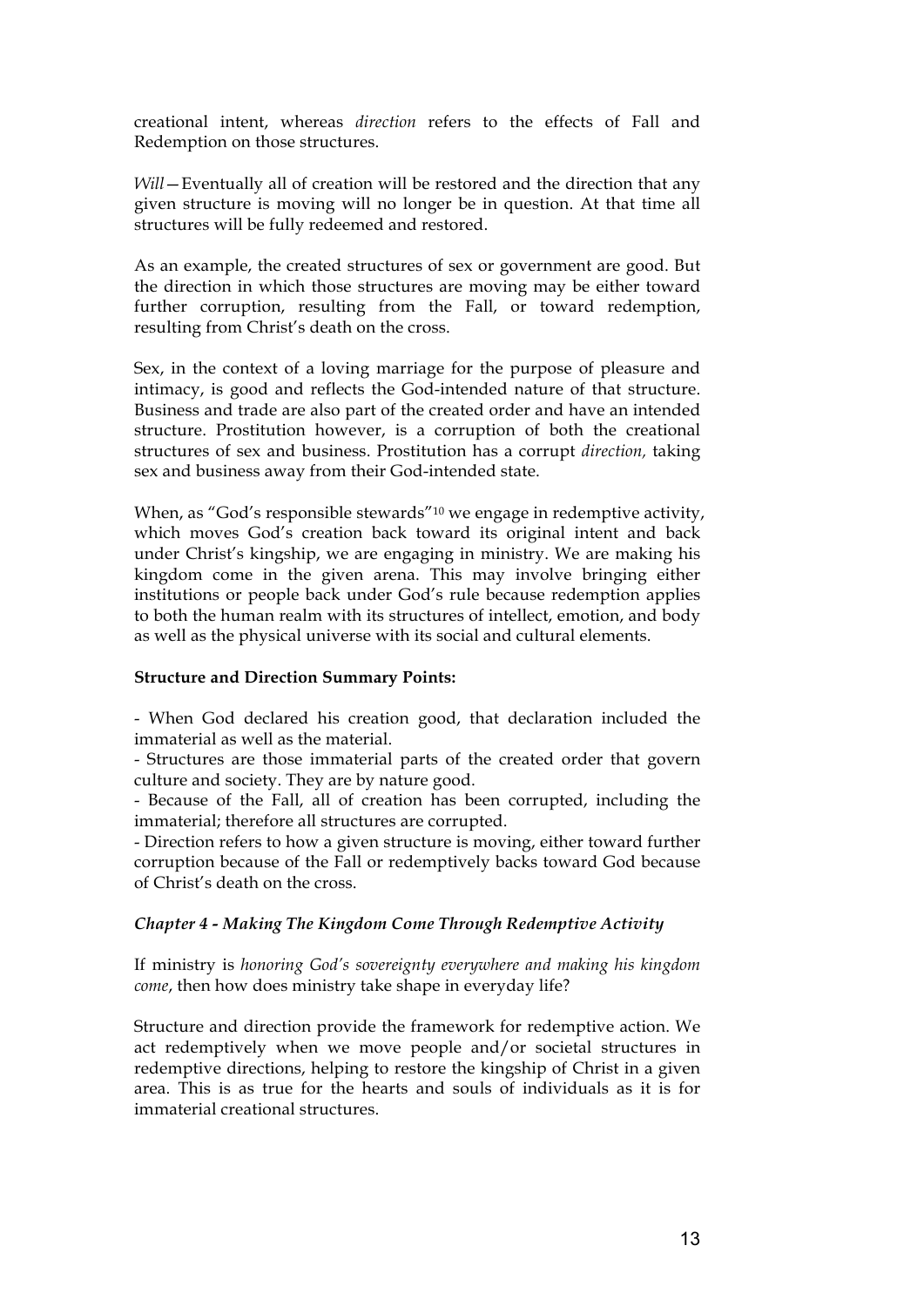creational intent, whereas *direction* refers to the effects of Fall and Redemption on those structures.

*Will*—Eventually all of creation will be restored and the direction that any given structure is moving will no longer be in question. At that time all structures will be fully redeemed and restored.

As an example, the created structures of sex or government are good. But the direction in which those structures are moving may be either toward further corruption, resulting from the Fall, or toward redemption, resulting from Christ's death on the cross.

Sex, in the context of a loving marriage for the purpose of pleasure and intimacy, is good and reflects the God-intended nature of that structure. Business and trade are also part of the created order and have an intended structure. Prostitution however, is a corruption of both the creational structures of sex and business. Prostitution has a corrupt *direction,* taking sex and business away from their God-intended state.

When, as "God's responsible stewards"[10] we engage in redemptive activity, which moves God's creation back toward its original intent and back under Christ's kingship, we are engaging in ministry. We are making his kingdom come in the given arena. This may involve bringing either institutions or people back under God's rule because redemption applies to both the human realm with its structures of intellect, emotion, and body as well as the physical universe with its social and cultural elements.

**Structure and Direction Summary Points:**

- When God declared his creation good, that declaration included the immaterial as well as the material.
- Structures are those immaterial parts of the created order that govern culture and society. They are by nature good.
- Because of the Fall, all of creation has been corrupted, including the immaterial; therefore all structures are corrupted.
- Direction refers to how a given structure is moving, either toward further corruption because of the Fall or redemptively backs toward God because of Christ's death on the cross.

### *Chapter 4 - Making The Kingdom Come Through Redemptive Activity*

If ministry is *honoring God's sovereignty everywhere and making his kingdom come*, then how does ministry take shape in everyday life?

Structure and direction provide the framework for redemptive action. We act redemptively when we move people and/or societal structures in redemptive directions, helping to restore the kingship of Christ in a given area. This is as true for the hearts and souls of individuals as it is for immaterial creational structures.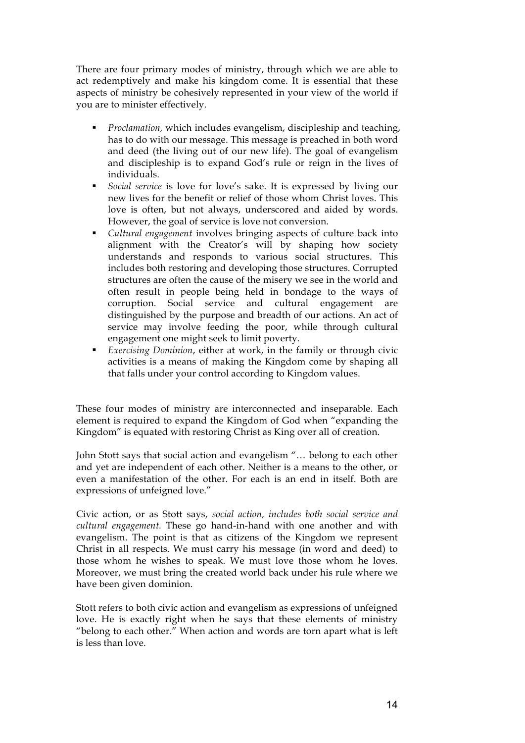There are four primary modes of ministry, through which we are able to act redemptively and make his kingdom come. It is essential that these aspects of ministry be cohesively represented in your view of the world if you are to minister effectively.

- *Proclamation,* which includes evangelism, discipleship and teaching, has to do with our message. This message is preached in both word and deed (the living out of our new life). The goal of evangelism and discipleship is to expand God's rule or reign in the lives of individuals.
- *Social service* is love for love's sake. It is expressed by living our new lives for the benefit or relief of those whom Christ loves. This love is often, but not always, underscored and aided by words. However, the goal of service is love not conversion.
- *Cultural engagement* involves bringing aspects of culture back into alignment with the Creator's will by shaping how society understands and responds to various social structures. This includes both restoring and developing those structures. Corrupted structures are often the cause of the misery we see in the world and often result in people being held in bondage to the ways of corruption. Social service and cultural engagement are distinguished by the purpose and breadth of our actions. An act of service may involve feeding the poor, while through cultural engagement one might seek to limit poverty.
- *Exercising Dominion*, either at work, in the family or through civic activities is a means of making the Kingdom come by shaping all that falls under your control according to Kingdom values.

These four modes of ministry are interconnected and inseparable. Each element is required to expand the Kingdom of God when "expanding the Kingdom" is equated with restoring Christ as King over all of creation.

John Stott says that social action and evangelism "… belong to each other and yet are independent of each other. Neither is a means to the other, or even a manifestation of the other. For each is an end in itself. Both are expressions of unfeigned love."

Civic action, or as Stott says, *social action, includes both social service and cultural engagement.* These go hand-in-hand with one another and with evangelism. The point is that as citizens of the Kingdom we represent Christ in all respects. We must carry his message (in word and deed) to those whom he wishes to speak. We must love those whom he loves. Moreover, we must bring the created world back under his rule where we have been given dominion.

Stott refers to both civic action and evangelism as expressions of unfeigned love. He is exactly right when he says that these elements of ministry "belong to each other." When action and words are torn apart what is left is less than love.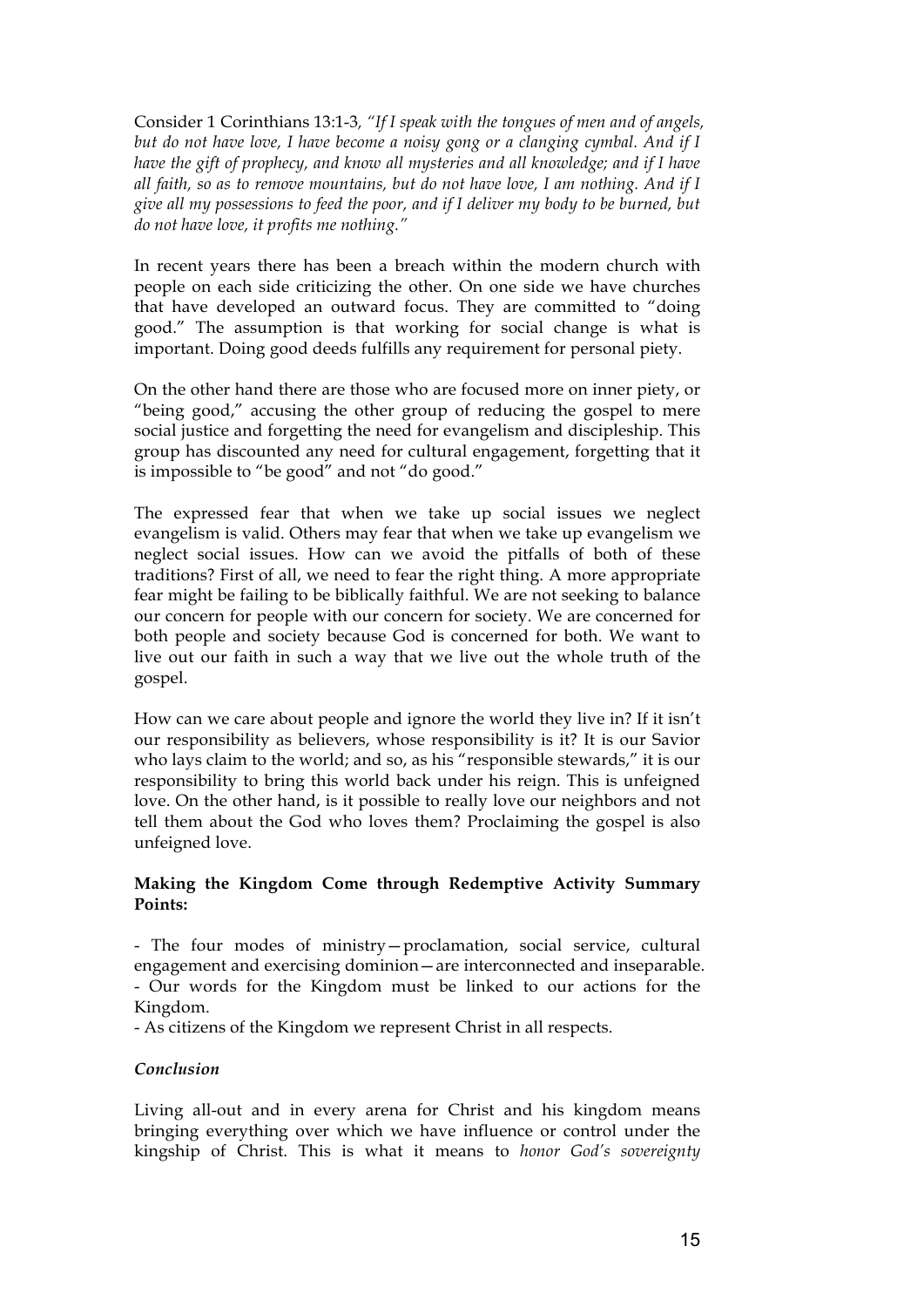Consider 1 Corinthians 13:1-3, *"If I speak with the tongues of men and of angels, but do not have love, I have become a noisy gong or a clanging cymbal. And if I have the gift of prophecy, and know all mysteries and all knowledge; and if I have all faith, so as to remove mountains, but do not have love, I am nothing. And if I give all my possessions to feed the poor, and if I deliver my body to be burned, but do not have love, it profits me nothing."*

In recent years there has been a breach within the modern church with people on each side criticizing the other. On one side we have churches that have developed an outward focus. They are committed to "doing good." The assumption is that working for social change is what is important. Doing good deeds fulfills any requirement for personal piety.

On the other hand there are those who are focused more on inner piety, or "being good," accusing the other group of reducing the gospel to mere social justice and forgetting the need for evangelism and discipleship. This group has discounted any need for cultural engagement, forgetting that it is impossible to "be good" and not "do good."

The expressed fear that when we take up social issues we neglect evangelism is valid. Others may fear that when we take up evangelism we neglect social issues. How can we avoid the pitfalls of both of these traditions? First of all, we need to fear the right thing. A more appropriate fear might be failing to be biblically faithful. We are not seeking to balance our concern for people with our concern for society. We are concerned for both people and society because God is concerned for both. We want to live out our faith in such a way that we live out the whole truth of the gospel.

How can we care about people and ignore the world they live in? If it isn't our responsibility as believers, whose responsibility is it? It is our Savior who lays claim to the world; and so, as his "responsible stewards," it is our responsibility to bring this world back under his reign. This is unfeigned love. On the other hand, is it possible to really love our neighbors and not tell them about the God who loves them? Proclaiming the gospel is also unfeigned love.

**Making the Kingdom Come through Redemptive Activity Summary Points:**

- The four modes of ministry—proclamation, social service, cultural engagement and exercising dominion—are interconnected and inseparable.
- Our words for the Kingdom must be linked to our actions for the Kingdom.
- As citizens of the Kingdom we represent Christ in all respects.

***Conclusion***

Living all-out and in every arena for Christ and his kingdom means bringing everything over which we have influence or control under the kingship of Christ. This is what it means to *honor God's sovereignty*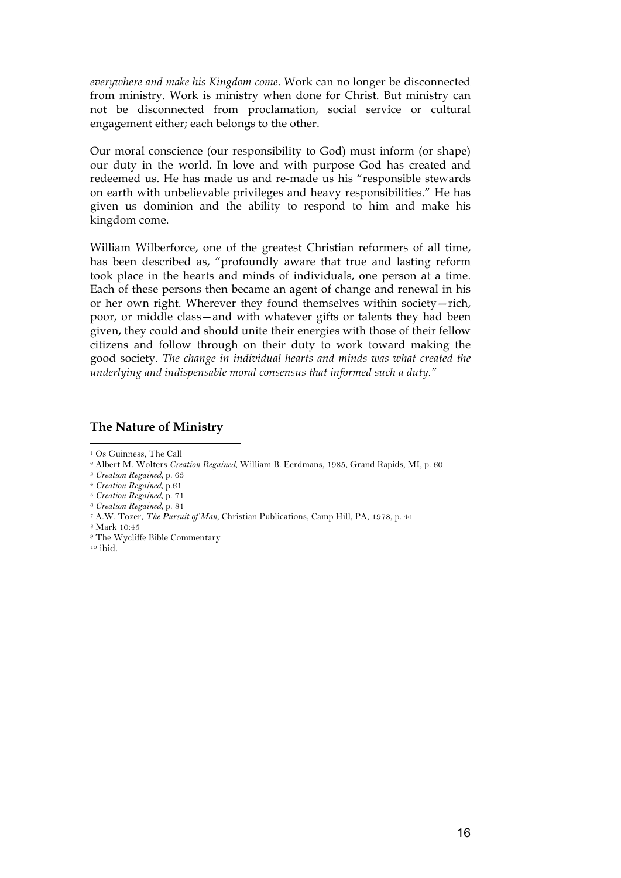*everywhere and make his Kingdom come*. Work can no longer be disconnected from ministry. Work is ministry when done for Christ. But ministry can not be disconnected from proclamation, social service or cultural engagement either; each belongs to the other.

Our moral conscience (our responsibility to God) must inform (or shape) our duty in the world. In love and with purpose God has created and redeemed us. He has made us and re-made us his "responsible stewards on earth with unbelievable privileges and heavy responsibilities." He has given us dominion and the ability to respond to him and make his kingdom come.

William Wilberforce, one of the greatest Christian reformers of all time, has been described as, "profoundly aware that true and lasting reform took place in the hearts and minds of individuals, one person at a time. Each of these persons then became an agent of change and renewal in his or her own right. Wherever they found themselves within society—rich, poor, or middle class—and with whatever gifts or talents they had been given, they could and should unite their energies with those of their fellow citizens and follow through on their duty to work toward making the good society. *The change in individual hearts and minds was what created the underlying and indispensable moral consensus that informed such a duty.*"

### The Nature of Ministry

---

[1] Os Guinness, The Call
[2] Albert M. Wolters *Creation Regained*, William B. Eerdmans, 1985, Grand Rapids, MI, p. 60
[3] *Creation Regained*, p. 63
[4] *Creation Regained*, p.61
[5] *Creation Regained*, p. 71
[6] *Creation Regained*, p. 81
[7] A.W. Tozer, *The Pursuit of Man*, Christian Publications, Camp Hill, PA, 1978, p. 41
[8] Mark 10:45
[9] The Wycliffe Bible Commentary
[10] ibid.